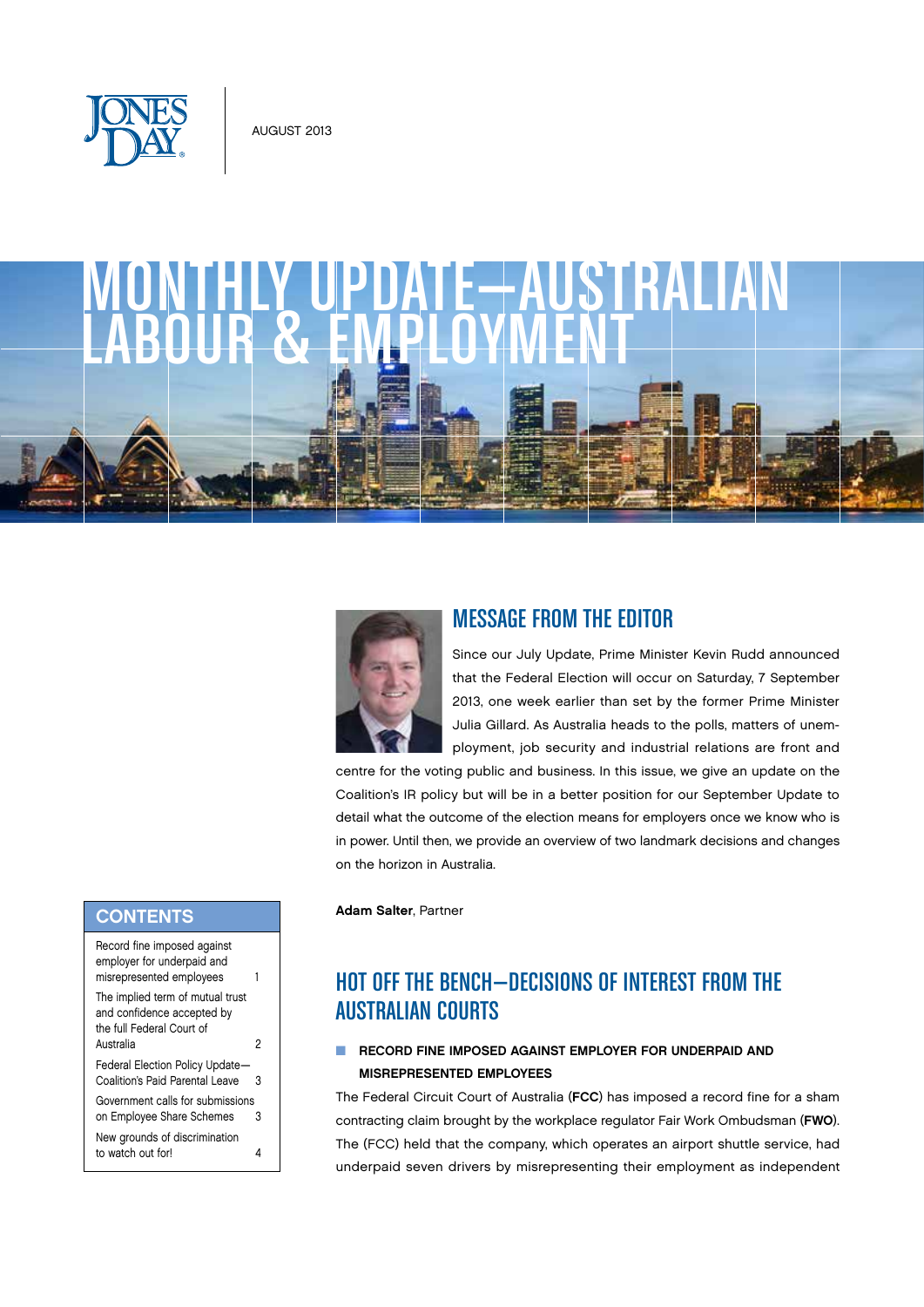AUGUST 2013

# MONTHLY UPDATE—AUSTRALIAN LABOUR & EMPLOYMENT

## MESSAGE FROM THE EDITOR

Since our July Update, Prime Minister Kevin Rudd announced that the Federal Election will occur on Saturday, 7 September 2013, one week earlier than set by the former Prime Minister Julia Gillard. As Australia heads to the polls, matters of unemployment, job security and industrial relations are front and centre for the voting public and business. In this issue, we give an update on the Coalition's IR policy but will be in a better position for our September Update to detail what the outcome of the election means for employers once we know who is in power. Until then, we provide an overview of two landmark decisions and changes on the horizon in Australia.

**Adam Salter**, Partner

## CONTENTS

| | |
|---|---|
| Record fine imposed against employer for underpaid and misrepresented employees | 1 |
| The implied term of mutual trust and confidence accepted by the full Federal Court of Australia | 2 |
| Federal Election Policy Update—Coalition's Paid Parental Leave | 3 |
| Government calls for submissions on Employee Share Schemes | 3 |
| New grounds of discrimination to watch out for! | 4 |

## HOT OFF THE BENCH—DECISIONS OF INTEREST FROM THE AUSTRALIAN COURTS

### RECORD FINE IMPOSED AGAINST EMPLOYER FOR UNDERPAID AND MISREPRESENTED EMPLOYEES

The Federal Circuit Court of Australia (**FCC**) has imposed a record fine for a sham contracting claim brought by the workplace regulator Fair Work Ombudsman (**FWO**). The (FCC) held that the company, which operates an airport shuttle service, had underpaid seven drivers by misrepresenting their employment as independent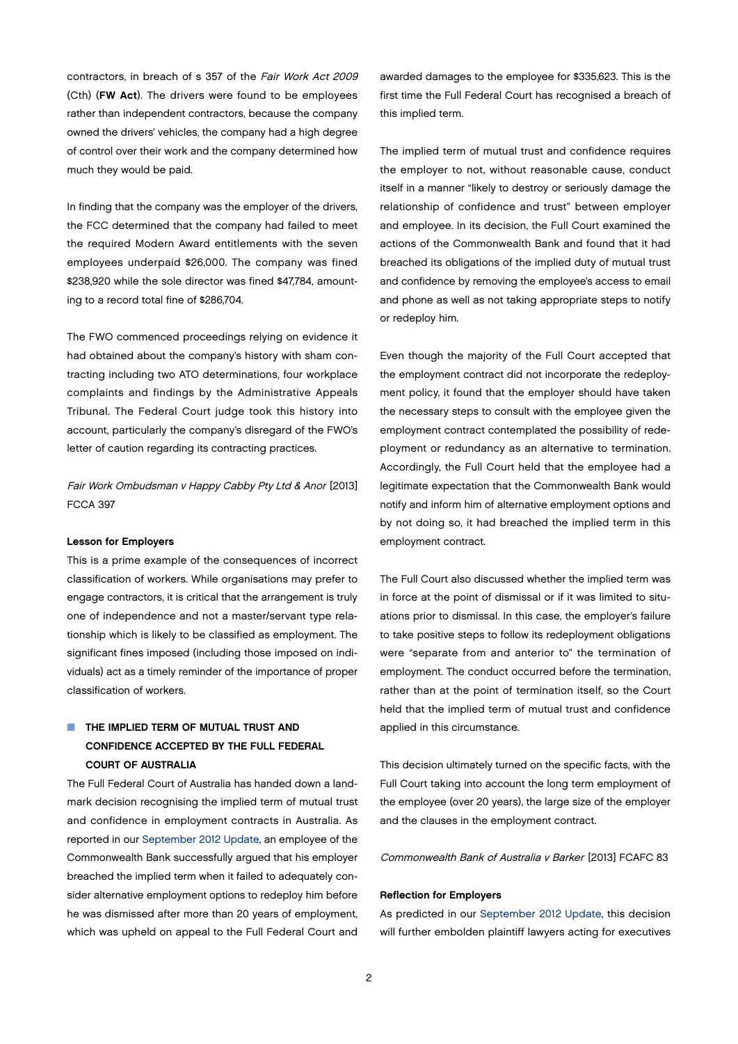contractors, in breach of s 357 of the *Fair Work Act 2009* (Cth) (**FW Act**). The drivers were found to be employees rather than independent contractors, because the company owned the drivers' vehicles, the company had a high degree of control over their work and the company determined how much they would be paid.

In finding that the company was the employer of the drivers, the FCC determined that the company had failed to meet the required Modern Award entitlements with the seven employees underpaid $26,000. The company was fined $238,920 while the sole director was fined $47,784, amounting to a record total fine of $286,704.

The FWO commenced proceedings relying on evidence it had obtained about the company's history with sham contracting including two ATO determinations, four workplace complaints and findings by the Administrative Appeals Tribunal. The Federal Court judge took this history into account, particularly the company's disregard of the FWO's letter of caution regarding its contracting practices.

*Fair Work Ombudsman v Happy Cabby Pty Ltd & Anor* [2013] FCCA 397

**Lesson for Employers**

This is a prime example of the consequences of incorrect classification of workers. While organisations may prefer to engage contractors, it is critical that the arrangement is truly one of independence and not a master/servant type relationship which is likely to be classified as employment. The significant fines imposed (including those imposed on individuals) act as a timely reminder of the importance of proper classification of workers.

## THE IMPLIED TERM OF MUTUAL TRUST AND CONFIDENCE ACCEPTED BY THE FULL FEDERAL COURT OF AUSTRALIA

The Full Federal Court of Australia has handed down a landmark decision recognising the implied term of mutual trust and confidence in employment contracts in Australia. As reported in our September 2012 Update, an employee of the Commonwealth Bank successfully argued that his employer breached the implied term when it failed to adequately consider alternative employment options to redeploy him before he was dismissed after more than 20 years of employment, which was upheld on appeal to the Full Federal Court and awarded damages to the employee for $335,623. This is the first time the Full Federal Court has recognised a breach of this implied term.

The implied term of mutual trust and confidence requires the employer to not, without reasonable cause, conduct itself in a manner "likely to destroy or seriously damage the relationship of confidence and trust" between employer and employee. In its decision, the Full Court examined the actions of the Commonwealth Bank and found that it had breached its obligations of the implied duty of mutual trust and confidence by removing the employee's access to email and phone as well as not taking appropriate steps to notify or redeploy him.

Even though the majority of the Full Court accepted that the employment contract did not incorporate the redeployment policy, it found that the employer should have taken the necessary steps to consult with the employee given the employment contract contemplated the possibility of redeployment or redundancy as an alternative to termination. Accordingly, the Full Court held that the employee had a legitimate expectation that the Commonwealth Bank would notify and inform him of alternative employment options and by not doing so, it had breached the implied term in this employment contract.

The Full Court also discussed whether the implied term was in force at the point of dismissal or if it was limited to situations prior to dismissal. In this case, the employer's failure to take positive steps to follow its redeployment obligations were "separate from and anterior to" the termination of employment. The conduct occurred before the termination, rather than at the point of termination itself, so the Court held that the implied term of mutual trust and confidence applied in this circumstance.

This decision ultimately turned on the specific facts, with the Full Court taking into account the long term employment of the employee (over 20 years), the large size of the employer and the clauses in the employment contract.

*Commonwealth Bank of Australia v Barker* [2013] FCAFC 83

**Reflection for Employers**

As predicted in our September 2012 Update, this decision will further embolden plaintiff lawyers acting for executives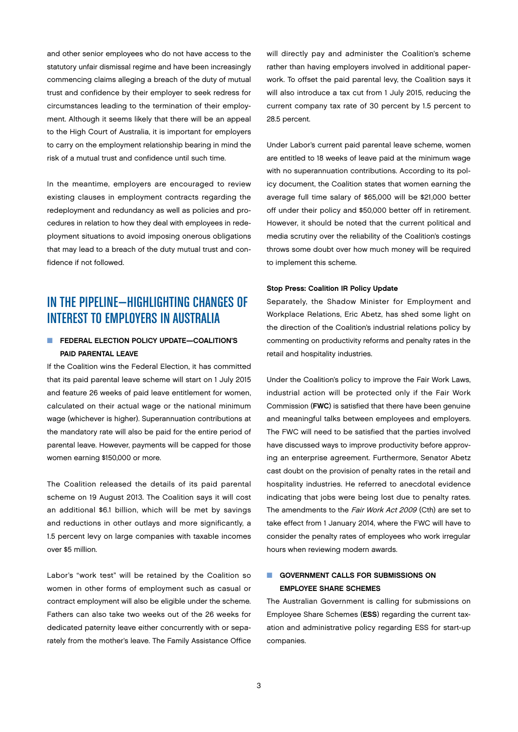and other senior employees who do not have access to the statutory unfair dismissal regime and have been increasingly commencing claims alleging a breach of the duty of mutual trust and confidence by their employer to seek redress for circumstances leading to the termination of their employment. Although it seems likely that there will be an appeal to the High Court of Australia, it is important for employers to carry on the employment relationship bearing in mind the risk of a mutual trust and confidence until such time.

In the meantime, employers are encouraged to review existing clauses in employment contracts regarding the redeployment and redundancy as well as policies and procedures in relation to how they deal with employees in redeployment situations to avoid imposing onerous obligations that may lead to a breach of the duty mutual trust and confidence if not followed.

## IN THE PIPELINE—HIGHLIGHTING CHANGES OF INTEREST TO EMPLOYERS IN AUSTRALIA

### FEDERAL ELECTION POLICY UPDATE—COALITION'S PAID PARENTAL LEAVE

If the Coalition wins the Federal Election, it has committed that its paid parental leave scheme will start on 1 July 2015 and feature 26 weeks of paid leave entitlement for women, calculated on their actual wage or the national minimum wage (whichever is higher). Superannuation contributions at the mandatory rate will also be paid for the entire period of parental leave. However, payments will be capped for those women earning $150,000 or more.

The Coalition released the details of its paid parental scheme on 19 August 2013. The Coalition says it will cost an additional $6.1 billion, which will be met by savings and reductions in other outlays and more significantly, a 1.5 percent levy on large companies with taxable incomes over $5 million.

Labor's "work test" will be retained by the Coalition so women in other forms of employment such as casual or contract employment will also be eligible under the scheme. Fathers can also take two weeks out of the 26 weeks for dedicated paternity leave either concurrently with or separately from the mother's leave. The Family Assistance Office will directly pay and administer the Coalition's scheme rather than having employers involved in additional paperwork. To offset the paid parental levy, the Coalition says it will also introduce a tax cut from 1 July 2015, reducing the current company tax rate of 30 percent by 1.5 percent to 28.5 percent.

Under Labor's current paid parental leave scheme, women are entitled to 18 weeks of leave paid at the minimum wage with no superannuation contributions. According to its policy document, the Coalition states that women earning the average full time salary of $65,000 will be $21,000 better off under their policy and $50,000 better off in retirement. However, it should be noted that the current political and media scrutiny over the reliability of the Coalition's costings throws some doubt over how much money will be required to implement this scheme.

**Stop Press: Coalition IR Policy Update**

Separately, the Shadow Minister for Employment and Workplace Relations, Eric Abetz, has shed some light on the direction of the Coalition's industrial relations policy by commenting on productivity reforms and penalty rates in the retail and hospitality industries.

Under the Coalition's policy to improve the Fair Work Laws, industrial action will be protected only if the Fair Work Commission (**FWC**) is satisfied that there have been genuine and meaningful talks between employees and employers. The FWC will need to be satisfied that the parties involved have discussed ways to improve productivity before approving an enterprise agreement. Furthermore, Senator Abetz cast doubt on the provision of penalty rates in the retail and hospitality industries. He referred to anecdotal evidence indicating that jobs were being lost due to penalty rates. The amendments to the *Fair Work Act 2009* (Cth) are set to take effect from 1 January 2014, where the FWC will have to consider the penalty rates of employees who work irregular hours when reviewing modern awards.

### GOVERNMENT CALLS FOR SUBMISSIONS ON EMPLOYEE SHARE SCHEMES

The Australian Government is calling for submissions on Employee Share Schemes (**ESS**) regarding the current taxation and administrative policy regarding ESS for start-up companies.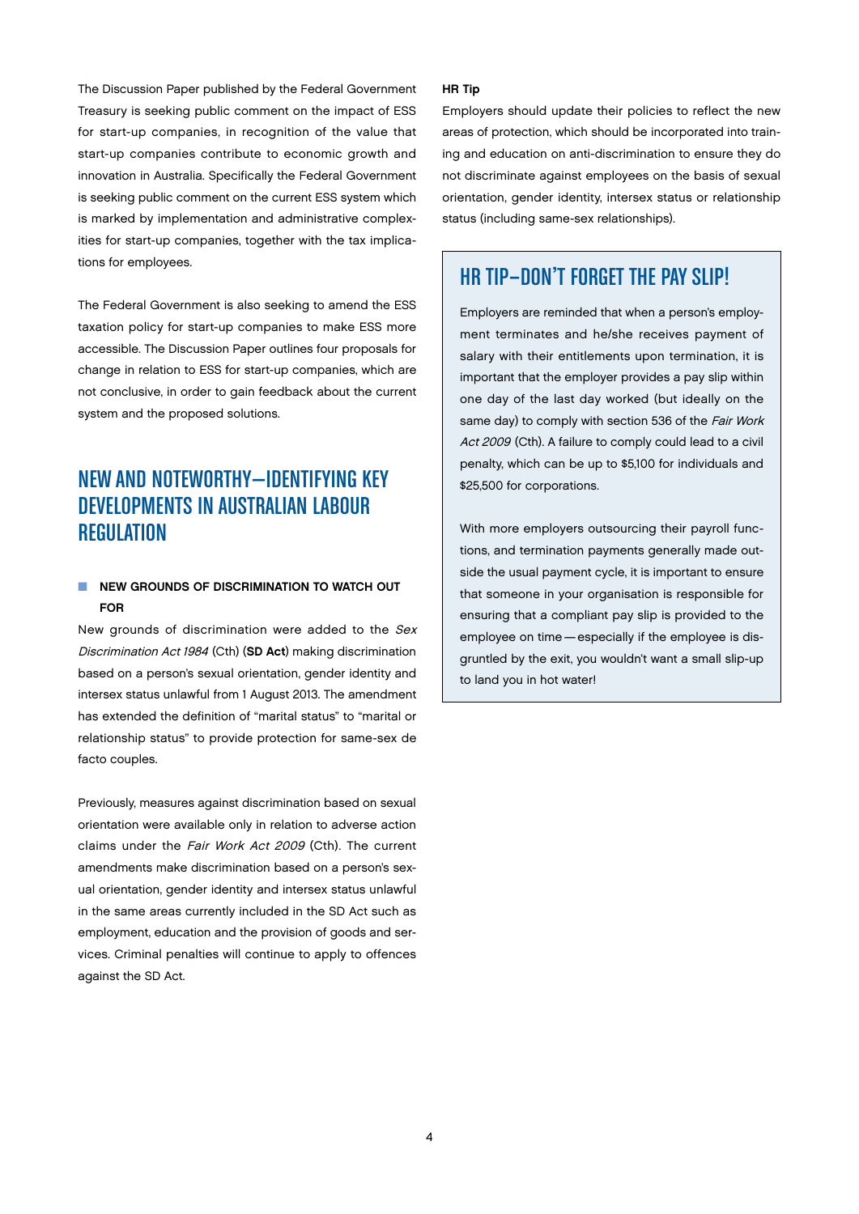The Discussion Paper published by the Federal Government Treasury is seeking public comment on the impact of ESS for start-up companies, in recognition of the value that start-up companies contribute to economic growth and innovation in Australia. Specifically the Federal Government is seeking public comment on the current ESS system which is marked by implementation and administrative complexities for start-up companies, together with the tax implications for employees.

The Federal Government is also seeking to amend the ESS taxation policy for start-up companies to make ESS more accessible. The Discussion Paper outlines four proposals for change in relation to ESS for start-up companies, which are not conclusive, in order to gain feedback about the current system and the proposed solutions.

## NEW AND NOTEWORTHY—IDENTIFYING KEY DEVELOPMENTS IN AUSTRALIAN LABOUR REGULATION

### NEW GROUNDS OF DISCRIMINATION TO WATCH OUT FOR

New grounds of discrimination were added to the *Sex Discrimination Act 1984* (Cth) (**SD Act**) making discrimination based on a person's sexual orientation, gender identity and intersex status unlawful from 1 August 2013. The amendment has extended the definition of "marital status" to "marital or relationship status" to provide protection for same-sex de facto couples.

Previously, measures against discrimination based on sexual orientation were available only in relation to adverse action claims under the *Fair Work Act 2009* (Cth). The current amendments make discrimination based on a person's sexual orientation, gender identity and intersex status unlawful in the same areas currently included in the SD Act such as employment, education and the provision of goods and services. Criminal penalties will continue to apply to offences against the SD Act.

**HR Tip**

Employers should update their policies to reflect the new areas of protection, which should be incorporated into training and education on anti-discrimination to ensure they do not discriminate against employees on the basis of sexual orientation, gender identity, intersex status or relationship status (including same-sex relationships).

## HR TIP—DON'T FORGET THE PAY SLIP!

Employers are reminded that when a person's employment terminates and he/she receives payment of salary with their entitlements upon termination, it is important that the employer provides a pay slip within one day of the last day worked (but ideally on the same day) to comply with section 536 of the *Fair Work Act 2009* (Cth). A failure to comply could lead to a civil penalty, which can be up to $5,100 for individuals and $25,500 for corporations.

With more employers outsourcing their payroll functions, and termination payments generally made outside the usual payment cycle, it is important to ensure that someone in your organisation is responsible for ensuring that a compliant pay slip is provided to the employee on time — especially if the employee is disgruntled by the exit, you wouldn't want a small slip-up to land you in hot water!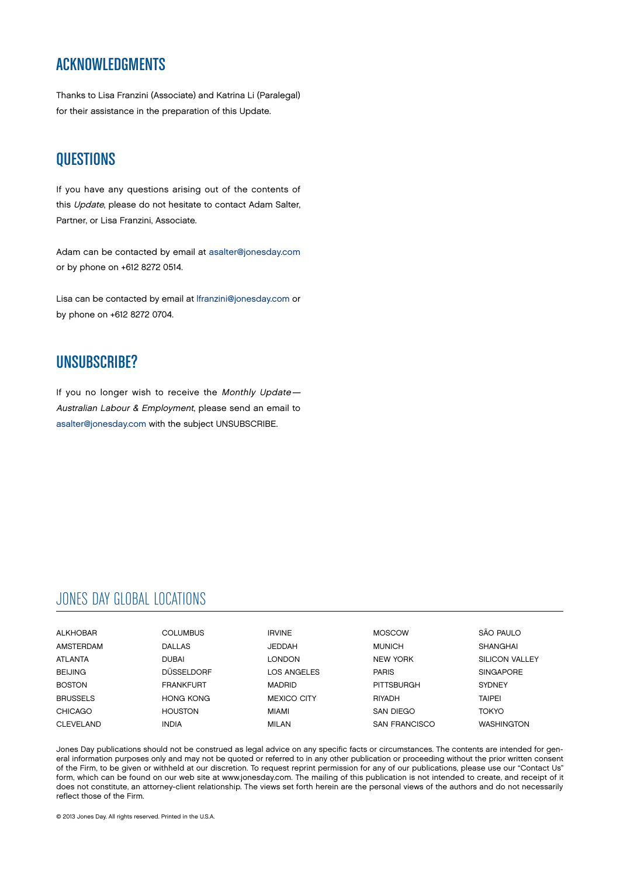## ACKNOWLEDGMENTS

Thanks to Lisa Franzini (Associate) and Katrina Li (Paralegal) for their assistance in the preparation of this Update.

## QUESTIONS

If you have any questions arising out of the contents of this *Update*, please do not hesitate to contact Adam Salter, Partner, or Lisa Franzini, Associate.

Adam can be contacted by email at asalter@jonesday.com or by phone on +612 8272 0514.

Lisa can be contacted by email at lfranzini@jonesday.com or by phone on +612 8272 0704.

## UNSUBSCRIBE?

If you no longer wish to receive the *Monthly Update—Australian Labour & Employment*, please send an email to asalter@jonesday.com with the subject UNSUBSCRIBE.

## JONES DAY GLOBAL LOCATIONS

| | | | | |
|---|---|---|---|---|
| ALKHOBAR | COLUMBUS | IRVINE | MOSCOW | SÃO PAULO |
| AMSTERDAM | DALLAS | JEDDAH | MUNICH | SHANGHAI |
| ATLANTA | DUBAI | LONDON | NEW YORK | SILICON VALLEY |
| BEIJING | DÜSSELDORF | LOS ANGELES | PARIS | SINGAPORE |
| BOSTON | FRANKFURT | MADRID | PITTSBURGH | SYDNEY |
| BRUSSELS | HONG KONG | MEXICO CITY | RIYADH | TAIPEI |
| CHICAGO | HOUSTON | MIAMI | SAN DIEGO | TOKYO |
| CLEVELAND | INDIA | MILAN | SAN FRANCISCO | WASHINGTON |

Jones Day publications should not be construed as legal advice on any specific facts or circumstances. The contents are intended for general information purposes only and may not be quoted or referred to in any other publication or proceeding without the prior written consent of the Firm, to be given or withheld at our discretion. To request reprint permission for any of our publications, please use our "Contact Us" form, which can be found on our web site at www.jonesday.com. The mailing of this publication is not intended to create, and receipt of it does not constitute, an attorney-client relationship. The views set forth herein are the personal views of the authors and do not necessarily reflect those of the Firm.

© 2013 Jones Day. All rights reserved. Printed in the U.S.A.